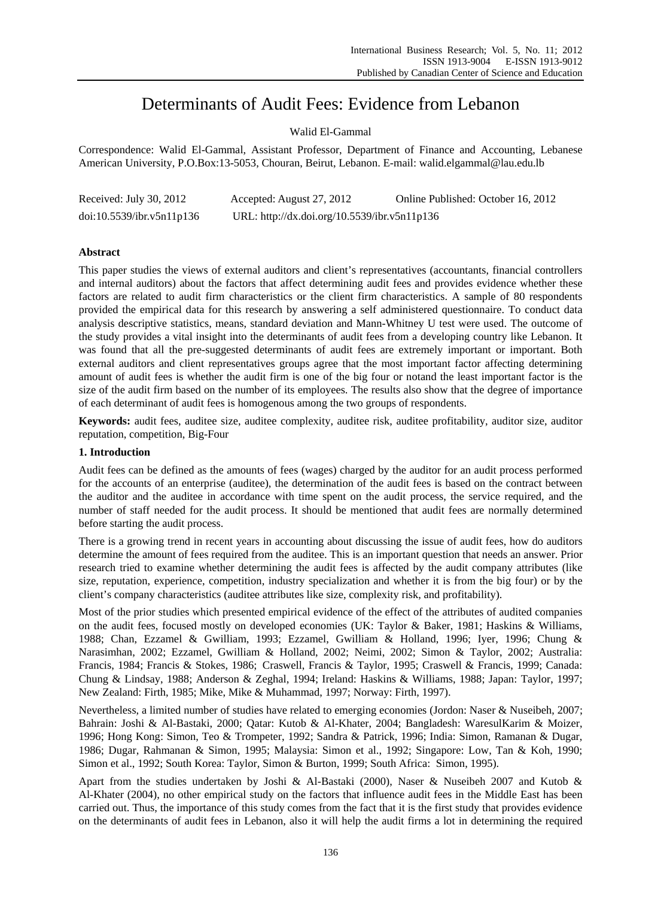# Determinants of Audit Fees: Evidence from Lebanon

Walid El-Gammal

Correspondence: Walid El-Gammal, Assistant Professor, Department of Finance and Accounting, Lebanese American University, P.O.Box:13-5053, Chouran, Beirut, Lebanon. E-mail: walid.elgammal@lau.edu.lb

Received: July 30, 2012    Accepted: August 27, 2012    Online Published: October 16, 2012

doi:10.5539/ibr.v5n11p136    URL: http://dx.doi.org/10.5539/ibr.v5n11p136

## Abstract

This paper studies the views of external auditors and client's representatives (accountants, financial controllers and internal auditors) about the factors that affect determining audit fees and provides evidence whether these factors are related to audit firm characteristics or the client firm characteristics. A sample of 80 respondents provided the empirical data for this research by answering a self administered questionnaire. To conduct data analysis descriptive statistics, means, standard deviation and Mann-Whitney U test were used. The outcome of the study provides a vital insight into the determinants of audit fees from a developing country like Lebanon. It was found that all the pre-suggested determinants of audit fees are extremely important or important. Both external auditors and client representatives groups agree that the most important factor affecting determining amount of audit fees is whether the audit firm is one of the big four or notand the least important factor is the size of the audit firm based on the number of its employees. The results also show that the degree of importance of each determinant of audit fees is homogenous among the two groups of respondents.

**Keywords:** audit fees, auditee size, auditee complexity, auditee risk, auditee profitability, auditor size, auditor reputation, competition, Big-Four

## 1. Introduction

Audit fees can be defined as the amounts of fees (wages) charged by the auditor for an audit process performed for the accounts of an enterprise (auditee), the determination of the audit fees is based on the contract between the auditor and the auditee in accordance with time spent on the audit process, the service required, and the number of staff needed for the audit process. It should be mentioned that audit fees are normally determined before starting the audit process.

There is a growing trend in recent years in accounting about discussing the issue of audit fees, how do auditors determine the amount of fees required from the auditee. This is an important question that needs an answer. Prior research tried to examine whether determining the audit fees is affected by the audit company attributes (like size, reputation, experience, competition, industry specialization and whether it is from the big four) or by the client's company characteristics (auditee attributes like size, complexity risk, and profitability).

Most of the prior studies which presented empirical evidence of the effect of the attributes of audited companies on the audit fees, focused mostly on developed economies (UK: Taylor & Baker, 1981; Haskins & Williams, 1988; Chan, Ezzamel & Gwilliam, 1993; Ezzamel, Gwilliam & Holland, 1996; Iyer, 1996; Chung & Narasimhan, 2002; Ezzamel, Gwilliam & Holland, 2002; Neimi, 2002; Simon & Taylor, 2002; Australia: Francis, 1984; Francis & Stokes, 1986; Craswell, Francis & Taylor, 1995; Craswell & Francis, 1999; Canada: Chung & Lindsay, 1988; Anderson & Zeghal, 1994; Ireland: Haskins & Williams, 1988; Japan: Taylor, 1997; New Zealand: Firth, 1985; Mike, Mike & Muhammad, 1997; Norway: Firth, 1997).

Nevertheless, a limited number of studies have related to emerging economies (Jordon: Naser & Nuseibeh, 2007; Bahrain: Joshi & Al-Bastaki, 2000; Qatar: Kutob & Al-Khater, 2004; Bangladesh: WaresulKarim & Moizer, 1996; Hong Kong: Simon, Teo & Trompeter, 1992; Sandra & Patrick, 1996; India: Simon, Ramanan & Dugar, 1986; Dugar, Rahmanan & Simon, 1995; Malaysia: Simon et al., 1992; Singapore: Low, Tan & Koh, 1990; Simon et al., 1992; South Korea: Taylor, Simon & Burton, 1999; South Africa: Simon, 1995).

Apart from the studies undertaken by Joshi & Al-Bastaki (2000), Naser & Nuseibeh 2007 and Kutob & Al-Khater (2004), no other empirical study on the factors that influence audit fees in the Middle East has been carried out. Thus, the importance of this study comes from the fact that it is the first study that provides evidence on the determinants of audit fees in Lebanon, also it will help the audit firms a lot in determining the required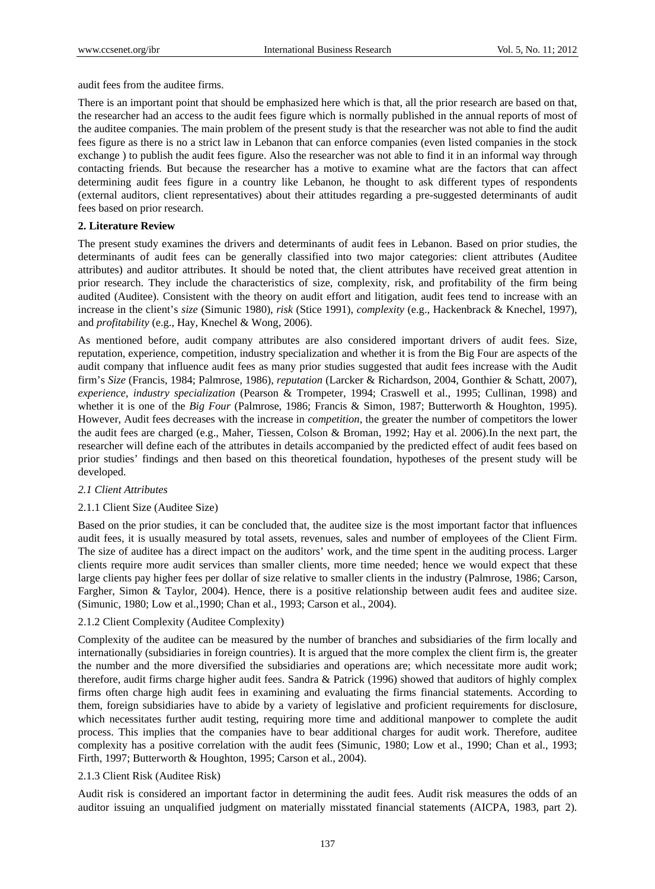audit fees from the auditee firms.

There is an important point that should be emphasized here which is that, all the prior research are based on that, the researcher had an access to the audit fees figure which is normally published in the annual reports of most of the auditee companies. The main problem of the present study is that the researcher was not able to find the audit fees figure as there is no a strict law in Lebanon that can enforce companies (even listed companies in the stock exchange ) to publish the audit fees figure. Also the researcher was not able to find it in an informal way through contacting friends. But because the researcher has a motive to examine what are the factors that can affect determining audit fees figure in a country like Lebanon, he thought to ask different types of respondents (external auditors, client representatives) about their attitudes regarding a pre-suggested determinants of audit fees based on prior research.

## 2. Literature Review

The present study examines the drivers and determinants of audit fees in Lebanon. Based on prior studies, the determinants of audit fees can be generally classified into two major categories: client attributes (Auditee attributes) and auditor attributes. It should be noted that, the client attributes have received great attention in prior research. They include the characteristics of size, complexity, risk, and profitability of the firm being audited (Auditee). Consistent with the theory on audit effort and litigation, audit fees tend to increase with an increase in the client's *size* (Simunic 1980), *risk* (Stice 1991), *complexity* (e.g., Hackenbrack & Knechel, 1997), and *profitability* (e.g., Hay, Knechel & Wong, 2006).

As mentioned before, audit company attributes are also considered important drivers of audit fees. Size, reputation, experience, competition, industry specialization and whether it is from the Big Four are aspects of the audit company that influence audit fees as many prior studies suggested that audit fees increase with the Audit firm's *Size* (Francis, 1984; Palmrose, 1986), *reputation* (Larcker & Richardson, 2004, Gonthier & Schatt, 2007), *experience*, *industry specialization* (Pearson & Trompeter, 1994; Craswell et al., 1995; Cullinan, 1998) and whether it is one of the *Big Four* (Palmrose, 1986; Francis & Simon, 1987; Butterworth & Houghton, 1995). However, Audit fees decreases with the increase in *competition*, the greater the number of competitors the lower the audit fees are charged (e.g., Maher, Tiessen, Colson & Broman, 1992; Hay et al. 2006).In the next part, the researcher will define each of the attributes in details accompanied by the predicted effect of audit fees based on prior studies' findings and then based on this theoretical foundation, hypotheses of the present study will be developed.

### *2.1 Client Attributes*

#### 2.1.1 Client Size (Auditee Size)

Based on the prior studies, it can be concluded that, the auditee size is the most important factor that influences audit fees, it is usually measured by total assets, revenues, sales and number of employees of the Client Firm. The size of auditee has a direct impact on the auditors' work, and the time spent in the auditing process. Larger clients require more audit services than smaller clients, more time needed; hence we would expect that these large clients pay higher fees per dollar of size relative to smaller clients in the industry (Palmrose, 1986; Carson, Fargher, Simon & Taylor, 2004). Hence, there is a positive relationship between audit fees and auditee size. (Simunic, 1980; Low et al.,1990; Chan et al., 1993; Carson et al., 2004).

#### 2.1.2 Client Complexity (Auditee Complexity)

Complexity of the auditee can be measured by the number of branches and subsidiaries of the firm locally and internationally (subsidiaries in foreign countries). It is argued that the more complex the client firm is, the greater the number and the more diversified the subsidiaries and operations are; which necessitate more audit work; therefore, audit firms charge higher audit fees. Sandra & Patrick (1996) showed that auditors of highly complex firms often charge high audit fees in examining and evaluating the firms financial statements. According to them, foreign subsidiaries have to abide by a variety of legislative and proficient requirements for disclosure, which necessitates further audit testing, requiring more time and additional manpower to complete the audit process. This implies that the companies have to bear additional charges for audit work. Therefore, auditee complexity has a positive correlation with the audit fees (Simunic, 1980; Low et al., 1990; Chan et al., 1993; Firth, 1997; Butterworth & Houghton, 1995; Carson et al., 2004).

#### 2.1.3 Client Risk (Auditee Risk)

Audit risk is considered an important factor in determining the audit fees. Audit risk measures the odds of an auditor issuing an unqualified judgment on materially misstated financial statements (AICPA, 1983, part 2).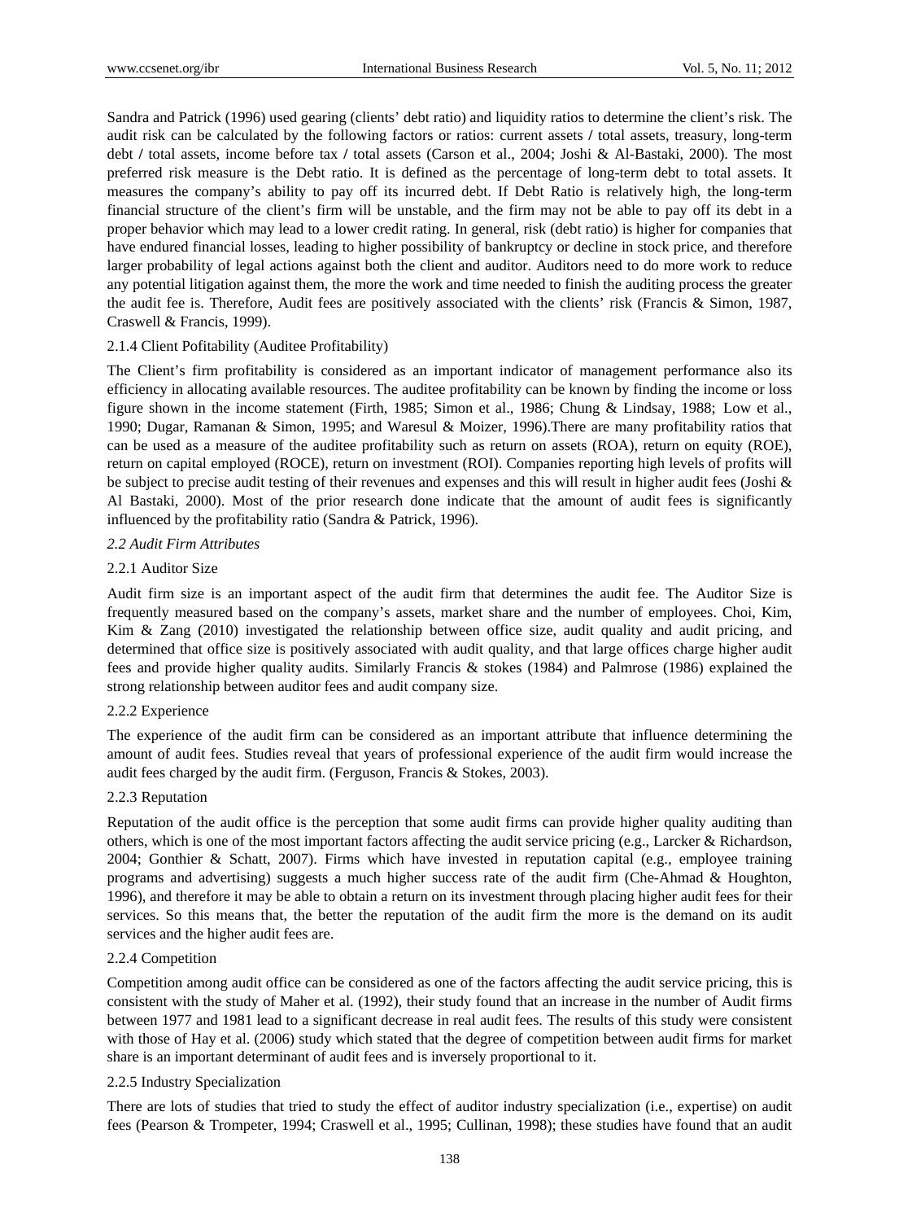Sandra and Patrick (1996) used gearing (clients' debt ratio) and liquidity ratios to determine the client's risk. The audit risk can be calculated by the following factors or ratios: current assets / total assets, treasury, long-term debt / total assets, income before tax / total assets (Carson et al., 2004; Joshi & Al-Bastaki, 2000). The most preferred risk measure is the Debt ratio. It is defined as the percentage of long-term debt to total assets. It measures the company's ability to pay off its incurred debt. If Debt Ratio is relatively high, the long-term financial structure of the client's firm will be unstable, and the firm may not be able to pay off its debt in a proper behavior which may lead to a lower credit rating. In general, risk (debt ratio) is higher for companies that have endured financial losses, leading to higher possibility of bankruptcy or decline in stock price, and therefore larger probability of legal actions against both the client and auditor. Auditors need to do more work to reduce any potential litigation against them, the more the work and time needed to finish the auditing process the greater the audit fee is. Therefore, Audit fees are positively associated with the clients' risk (Francis & Simon, 1987, Craswell & Francis, 1999).

#### 2.1.4 Client Pofitability (Auditee Profitability)

The Client's firm profitability is considered as an important indicator of management performance also its efficiency in allocating available resources. The auditee profitability can be known by finding the income or loss figure shown in the income statement (Firth, 1985; Simon et al., 1986; Chung & Lindsay, 1988; Low et al., 1990; Dugar, Ramanan & Simon, 1995; and Waresul & Moizer, 1996).There are many profitability ratios that can be used as a measure of the auditee profitability such as return on assets (ROA), return on equity (ROE), return on capital employed (ROCE), return on investment (ROI). Companies reporting high levels of profits will be subject to precise audit testing of their revenues and expenses and this will result in higher audit fees (Joshi & Al Bastaki, 2000). Most of the prior research done indicate that the amount of audit fees is significantly influenced by the profitability ratio (Sandra & Patrick, 1996).

### *2.2 Audit Firm Attributes*

#### 2.2.1 Auditor Size

Audit firm size is an important aspect of the audit firm that determines the audit fee. The Auditor Size is frequently measured based on the company's assets, market share and the number of employees. Choi, Kim, Kim & Zang (2010) investigated the relationship between office size, audit quality and audit pricing, and determined that office size is positively associated with audit quality, and that large offices charge higher audit fees and provide higher quality audits. Similarly Francis & stokes (1984) and Palmrose (1986) explained the strong relationship between auditor fees and audit company size.

#### 2.2.2 Experience

The experience of the audit firm can be considered as an important attribute that influence determining the amount of audit fees. Studies reveal that years of professional experience of the audit firm would increase the audit fees charged by the audit firm. (Ferguson, Francis & Stokes, 2003).

#### 2.2.3 Reputation

Reputation of the audit office is the perception that some audit firms can provide higher quality auditing than others, which is one of the most important factors affecting the audit service pricing (e.g., Larcker & Richardson, 2004; Gonthier & Schatt, 2007). Firms which have invested in reputation capital (e.g., employee training programs and advertising) suggests a much higher success rate of the audit firm (Che-Ahmad & Houghton, 1996), and therefore it may be able to obtain a return on its investment through placing higher audit fees for their services. So this means that, the better the reputation of the audit firm the more is the demand on its audit services and the higher audit fees are.

#### 2.2.4 Competition

Competition among audit office can be considered as one of the factors affecting the audit service pricing, this is consistent with the study of Maher et al. (1992), their study found that an increase in the number of Audit firms between 1977 and 1981 lead to a significant decrease in real audit fees. The results of this study were consistent with those of Hay et al. (2006) study which stated that the degree of competition between audit firms for market share is an important determinant of audit fees and is inversely proportional to it.

#### 2.2.5 Industry Specialization

There are lots of studies that tried to study the effect of auditor industry specialization (i.e., expertise) on audit fees (Pearson & Trompeter, 1994; Craswell et al., 1995; Cullinan, 1998); these studies have found that an audit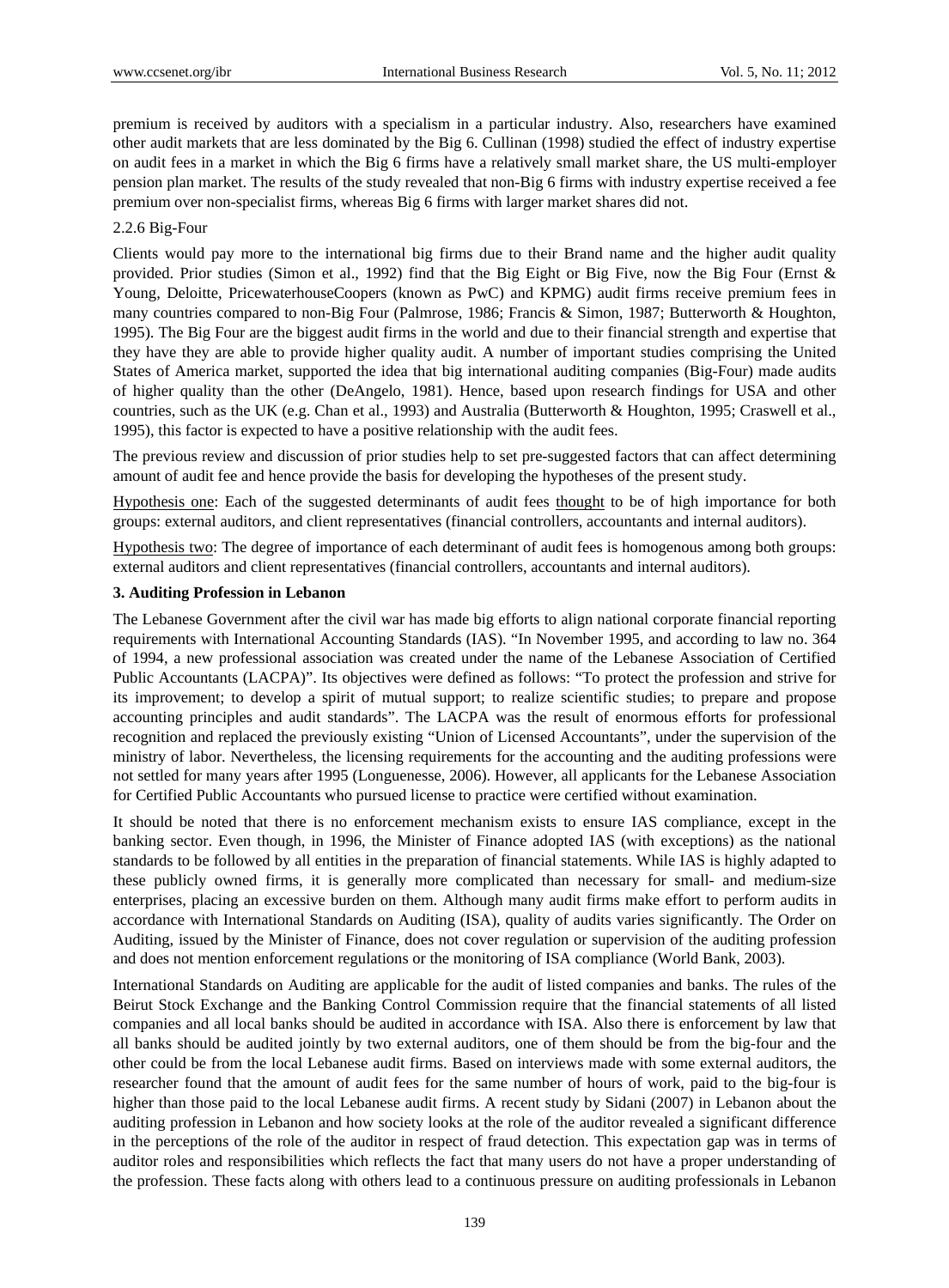premium is received by auditors with a specialism in a particular industry. Also, researchers have examined other audit markets that are less dominated by the Big 6. Cullinan (1998) studied the effect of industry expertise on audit fees in a market in which the Big 6 firms have a relatively small market share, the US multi-employer pension plan market. The results of the study revealed that non-Big 6 firms with industry expertise received a fee premium over non-specialist firms, whereas Big 6 firms with larger market shares did not.

2.2.6 Big-Four

Clients would pay more to the international big firms due to their Brand name and the higher audit quality provided. Prior studies (Simon et al., 1992) find that the Big Eight or Big Five, now the Big Four (Ernst & Young, Deloitte, PricewaterhouseCoopers (known as PwC) and KPMG) audit firms receive premium fees in many countries compared to non-Big Four (Palmrose, 1986; Francis & Simon, 1987; Butterworth & Houghton, 1995). The Big Four are the biggest audit firms in the world and due to their financial strength and expertise that they have they are able to provide higher quality audit. A number of important studies comprising the United States of America market, supported the idea that big international auditing companies (Big-Four) made audits of higher quality than the other (DeAngelo, 1981). Hence, based upon research findings for USA and other countries, such as the UK (e.g. Chan et al., 1993) and Australia (Butterworth & Houghton, 1995; Craswell et al., 1995), this factor is expected to have a positive relationship with the audit fees.

The previous review and discussion of prior studies help to set pre-suggested factors that can affect determining amount of audit fee and hence provide the basis for developing the hypotheses of the present study.

Hypothesis one: Each of the suggested determinants of audit fees thought to be of high importance for both groups: external auditors, and client representatives (financial controllers, accountants and internal auditors).

Hypothesis two: The degree of importance of each determinant of audit fees is homogenous among both groups: external auditors and client representatives (financial controllers, accountants and internal auditors).

### 3. Auditing Profession in Lebanon

The Lebanese Government after the civil war has made big efforts to align national corporate financial reporting requirements with International Accounting Standards (IAS). "In November 1995, and according to law no. 364 of 1994, a new professional association was created under the name of the Lebanese Association of Certified Public Accountants (LACPA)". Its objectives were defined as follows: "To protect the profession and strive for its improvement; to develop a spirit of mutual support; to realize scientific studies; to prepare and propose accounting principles and audit standards". The LACPA was the result of enormous efforts for professional recognition and replaced the previously existing "Union of Licensed Accountants", under the supervision of the ministry of labor. Nevertheless, the licensing requirements for the accounting and the auditing professions were not settled for many years after 1995 (Longuenesse, 2006). However, all applicants for the Lebanese Association for Certified Public Accountants who pursued license to practice were certified without examination.

It should be noted that there is no enforcement mechanism exists to ensure IAS compliance, except in the banking sector. Even though, in 1996, the Minister of Finance adopted IAS (with exceptions) as the national standards to be followed by all entities in the preparation of financial statements. While IAS is highly adapted to these publicly owned firms, it is generally more complicated than necessary for small- and medium-size enterprises, placing an excessive burden on them. Although many audit firms make effort to perform audits in accordance with International Standards on Auditing (ISA), quality of audits varies significantly. The Order on Auditing, issued by the Minister of Finance, does not cover regulation or supervision of the auditing profession and does not mention enforcement regulations or the monitoring of ISA compliance (World Bank, 2003).

International Standards on Auditing are applicable for the audit of listed companies and banks. The rules of the Beirut Stock Exchange and the Banking Control Commission require that the financial statements of all listed companies and all local banks should be audited in accordance with ISA. Also there is enforcement by law that all banks should be audited jointly by two external auditors, one of them should be from the big-four and the other could be from the local Lebanese audit firms. Based on interviews made with some external auditors, the researcher found that the amount of audit fees for the same number of hours of work, paid to the big-four is higher than those paid to the local Lebanese audit firms. A recent study by Sidani (2007) in Lebanon about the auditing profession in Lebanon and how society looks at the role of the auditor revealed a significant difference in the perceptions of the role of the auditor in respect of fraud detection. This expectation gap was in terms of auditor roles and responsibilities which reflects the fact that many users do not have a proper understanding of the profession. These facts along with others lead to a continuous pressure on auditing professionals in Lebanon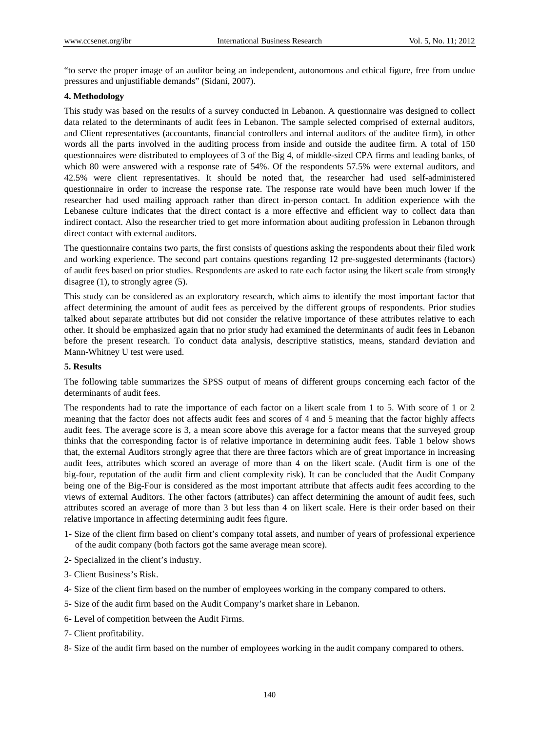"to serve the proper image of an auditor being an independent, autonomous and ethical figure, free from undue pressures and unjustifiable demands" (Sidani, 2007).

## 4. Methodology

This study was based on the results of a survey conducted in Lebanon. A questionnaire was designed to collect data related to the determinants of audit fees in Lebanon. The sample selected comprised of external auditors, and Client representatives (accountants, financial controllers and internal auditors of the auditee firm), in other words all the parts involved in the auditing process from inside and outside the auditee firm. A total of 150 questionnaires were distributed to employees of 3 of the Big 4, of middle-sized CPA firms and leading banks, of which 80 were answered with a response rate of 54%. Of the respondents 57.5% were external auditors, and 42.5% were client representatives. It should be noted that, the researcher had used self-administered questionnaire in order to increase the response rate. The response rate would have been much lower if the researcher had used mailing approach rather than direct in-person contact. In addition experience with the Lebanese culture indicates that the direct contact is a more effective and efficient way to collect data than indirect contact. Also the researcher tried to get more information about auditing profession in Lebanon through direct contact with external auditors.

The questionnaire contains two parts, the first consists of questions asking the respondents about their filed work and working experience. The second part contains questions regarding 12 pre-suggested determinants (factors) of audit fees based on prior studies. Respondents are asked to rate each factor using the likert scale from strongly disagree (1), to strongly agree (5).

This study can be considered as an exploratory research, which aims to identify the most important factor that affect determining the amount of audit fees as perceived by the different groups of respondents. Prior studies talked about separate attributes but did not consider the relative importance of these attributes relative to each other. It should be emphasized again that no prior study had examined the determinants of audit fees in Lebanon before the present research. To conduct data analysis, descriptive statistics, means, standard deviation and Mann-Whitney U test were used.

## 5. Results

The following table summarizes the SPSS output of means of different groups concerning each factor of the determinants of audit fees.

The respondents had to rate the importance of each factor on a likert scale from 1 to 5. With score of 1 or 2 meaning that the factor does not affects audit fees and scores of 4 and 5 meaning that the factor highly affects audit fees. The average score is 3, a mean score above this average for a factor means that the surveyed group thinks that the corresponding factor is of relative importance in determining audit fees. Table 1 below shows that, the external Auditors strongly agree that there are three factors which are of great importance in increasing audit fees, attributes which scored an average of more than 4 on the likert scale. (Audit firm is one of the big-four, reputation of the audit firm and client complexity risk). It can be concluded that the Audit Company being one of the Big-Four is considered as the most important attribute that affects audit fees according to the views of external Auditors. The other factors (attributes) can affect determining the amount of audit fees, such attributes scored an average of more than 3 but less than 4 on likert scale. Here is their order based on their relative importance in affecting determining audit fees figure.

1- Size of the client firm based on client's company total assets, and number of years of professional experience of the audit company (both factors got the same average mean score).

2- Specialized in the client's industry.

3- Client Business's Risk.

4- Size of the client firm based on the number of employees working in the company compared to others.

5- Size of the audit firm based on the Audit Company's market share in Lebanon.

6- Level of competition between the Audit Firms.

7- Client profitability.

8- Size of the audit firm based on the number of employees working in the audit company compared to others.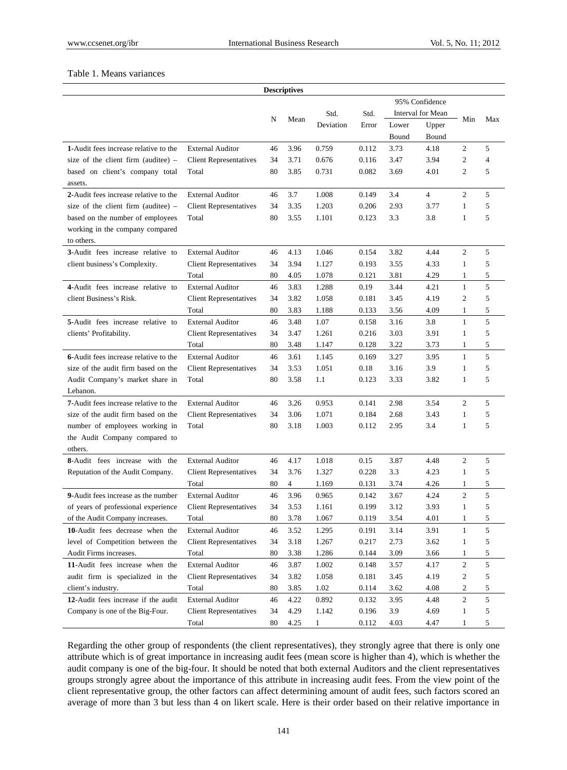Table 1. Means variances

| Descriptives | | | | | | | | | | |
|---|---|---|---|---|---|---|---|---|---|---|
| | | N | Mean | Std. Deviation | Std. Error | 95% Confidence Interval for Mean | | Min | Max |
| | | | | | | Lower Bound | Upper Bound | | |
| **1**-Audit fees increase relative to the size of the client firm (auditee) – based on client's company total assets. | External Auditor | 46 | 3.96 | 0.759 | 0.112 | 3.73 | 4.18 | 2 | 5 |
| | Client Representatives | 34 | 3.71 | 0.676 | 0.116 | 3.47 | 3.94 | 2 | 4 |
| | Total | 80 | 3.85 | 0.731 | 0.082 | 3.69 | 4.01 | 2 | 5 |
| **2**-Audit fees increase relative to the size of the client firm (auditee) – based on the number of employees working in the company compared to others. | External Auditor | 46 | 3.7 | 1.008 | 0.149 | 3.4 | 4 | 2 | 5 |
| | Client Representatives | 34 | 3.35 | 1.203 | 0.206 | 2.93 | 3.77 | 1 | 5 |
| | Total | 80 | 3.55 | 1.101 | 0.123 | 3.3 | 3.8 | 1 | 5 |
| **3**-Audit fees increase relative to client business's Complexity. | External Auditor | 46 | 4.13 | 1.046 | 0.154 | 3.82 | 4.44 | 2 | 5 |
| | Client Representatives | 34 | 3.94 | 1.127 | 0.193 | 3.55 | 4.33 | 1 | 5 |
| | Total | 80 | 4.05 | 1.078 | 0.121 | 3.81 | 4.29 | 1 | 5 |
| **4**-Audit fees increase relative to client Business's Risk. | External Auditor | 46 | 3.83 | 1.288 | 0.19 | 3.44 | 4.21 | 1 | 5 |
| | Client Representatives | 34 | 3.82 | 1.058 | 0.181 | 3.45 | 4.19 | 2 | 5 |
| | Total | 80 | 3.83 | 1.188 | 0.133 | 3.56 | 4.09 | 1 | 5 |
| **5**-Audit fees increase relative to clients' Profitability. | External Auditor | 46 | 3.48 | 1.07 | 0.158 | 3.16 | 3.8 | 1 | 5 |
| | Client Representatives | 34 | 3.47 | 1.261 | 0.216 | 3.03 | 3.91 | 1 | 5 |
| | Total | 80 | 3.48 | 1.147 | 0.128 | 3.22 | 3.73 | 1 | 5 |
| **6**-Audit fees increase relative to the size of the audit firm based on the Audit Company's market share in Lebanon. | External Auditor | 46 | 3.61 | 1.145 | 0.169 | 3.27 | 3.95 | 1 | 5 |
| | Client Representatives | 34 | 3.53 | 1.051 | 0.18 | 3.16 | 3.9 | 1 | 5 |
| | Total | 80 | 3.58 | 1.1 | 0.123 | 3.33 | 3.82 | 1 | 5 |
| **7**-Audit fees increase relative to the size of the audit firm based on the number of employees working in the Audit Company compared to others. | External Auditor | 46 | 3.26 | 0.953 | 0.141 | 2.98 | 3.54 | 2 | 5 |
| | Client Representatives | 34 | 3.06 | 1.071 | 0.184 | 2.68 | 3.43 | 1 | 5 |
| | Total | 80 | 3.18 | 1.003 | 0.112 | 2.95 | 3.4 | 1 | 5 |
| **8**-Audit fees increase with the Reputation of the Audit Company. | External Auditor | 46 | 4.17 | 1.018 | 0.15 | 3.87 | 4.48 | 2 | 5 |
| | Client Representatives | 34 | 3.76 | 1.327 | 0.228 | 3.3 | 4.23 | 1 | 5 |
| | Total | 80 | 4 | 1.169 | 0.131 | 3.74 | 4.26 | 1 | 5 |
| **9**-Audit fees increase as the number of years of professional experience of the Audit Company increases. | External Auditor | 46 | 3.96 | 0.965 | 0.142 | 3.67 | 4.24 | 2 | 5 |
| | Client Representatives | 34 | 3.53 | 1.161 | 0.199 | 3.12 | 3.93 | 1 | 5 |
| | Total | 80 | 3.78 | 1.067 | 0.119 | 3.54 | 4.01 | 1 | 5 |
| **10**-Audit fees decrease when the level of Competition between the Audit Firms increases. | External Auditor | 46 | 3.52 | 1.295 | 0.191 | 3.14 | 3.91 | 1 | 5 |
| | Client Representatives | 34 | 3.18 | 1.267 | 0.217 | 2.73 | 3.62 | 1 | 5 |
| | Total | 80 | 3.38 | 1.286 | 0.144 | 3.09 | 3.66 | 2 | 5 |
| **11**-Audit fees increase when the audit firm is specialized in the client's industry. | External Auditor | 46 | 3.87 | 1.002 | 0.148 | 3.57 | 4.17 | 2 | 5 |
| | Client Representatives | 34 | 3.82 | 1.058 | 0.181 | 3.45 | 4.19 | 2 | 5 |
| | Total | 80 | 3.85 | 1.02 | 0.114 | 3.62 | 4.08 | 2 | 5 |
| **12**-Audit fees increase if the audit Company is one of the Big-Four. | External Auditor | 46 | 4.22 | 0.892 | 0.132 | 3.95 | 4.48 | 2 | 5 |
| | Client Representatives | 34 | 4.29 | 1.142 | 0.196 | 3.9 | 4.69 | 1 | 5 |
| | Total | 80 | 4.25 | 1 | 0.112 | 4.03 | 4.47 | 1 | 5 |

Regarding the other group of respondents (the client representatives), they strongly agree that there is only one attribute which is of great importance in increasing audit fees (mean score is higher than 4), which is whether the audit company is one of the big-four. It should be noted that both external Auditors and the client representatives groups strongly agree about the importance of this attribute in increasing audit fees. From the view point of the client representative group, the other factors can affect determining amount of audit fees, such factors scored an average of more than 3 but less than 4 on likert scale. Here is their order based on their relative importance in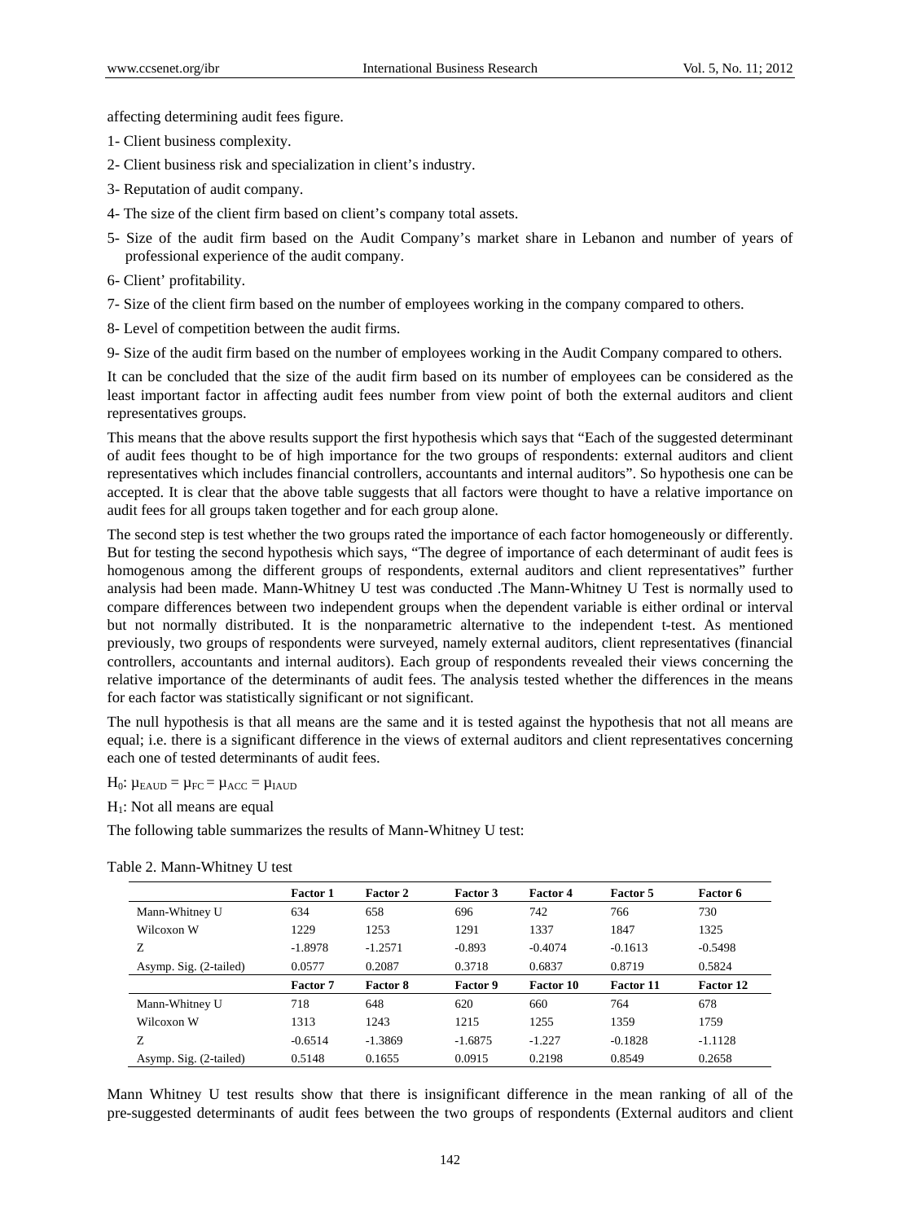affecting determining audit fees figure.

1- Client business complexity.

2- Client business risk and specialization in client's industry.

3- Reputation of audit company.

4- The size of the client firm based on client's company total assets.

5- Size of the audit firm based on the Audit Company's market share in Lebanon and number of years of professional experience of the audit company.

6- Client' profitability.

7- Size of the client firm based on the number of employees working in the company compared to others.

8- Level of competition between the audit firms.

9- Size of the audit firm based on the number of employees working in the Audit Company compared to others.

It can be concluded that the size of the audit firm based on its number of employees can be considered as the least important factor in affecting audit fees number from view point of both the external auditors and client representatives groups.

This means that the above results support the first hypothesis which says that "Each of the suggested determinant of audit fees thought to be of high importance for the two groups of respondents: external auditors and client representatives which includes financial controllers, accountants and internal auditors". So hypothesis one can be accepted. It is clear that the above table suggests that all factors were thought to have a relative importance on audit fees for all groups taken together and for each group alone.

The second step is test whether the two groups rated the importance of each factor homogeneously or differently. But for testing the second hypothesis which says, "The degree of importance of each determinant of audit fees is homogenous among the different groups of respondents, external auditors and client representatives" further analysis had been made. Mann-Whitney U test was conducted .The Mann-Whitney U Test is normally used to compare differences between two independent groups when the dependent variable is either ordinal or interval but not normally distributed. It is the nonparametric alternative to the independent t-test. As mentioned previously, two groups of respondents were surveyed, namely external auditors, client representatives (financial controllers, accountants and internal auditors). Each group of respondents revealed their views concerning the relative importance of the determinants of audit fees. The analysis tested whether the differences in the means for each factor was statistically significant or not significant.

The null hypothesis is that all means are the same and it is tested against the hypothesis that not all means are equal; i.e. there is a significant difference in the views of external auditors and client representatives concerning each one of tested determinants of audit fees.

$H_0$: $\mu_{EAUD} = \mu_{FC} = \mu_{ACC} = \mu_{IAUD}$

$H_1$: Not all means are equal

The following table summarizes the results of Mann-Whitney U test:

Table 2. Mann-Whitney U test

| | **Factor 1** | **Factor 2** | **Factor 3** | **Factor 4** | **Factor 5** | **Factor 6** |
|---|---|---|---|---|---|---|
| Mann-Whitney U | 634 | 658 | 696 | 742 | 766 | 730 |
| Wilcoxon W | 1229 | 1253 | 1291 | 1337 | 1847 | 1325 |
| Z | -1.8978 | -1.2571 | -0.893 | -0.4074 | -0.1613 | -0.5498 |
| Asymp. Sig. (2-tailed) | 0.0577 | 0.2087 | 0.3718 | 0.6837 | 0.8719 | 0.5824 |
| | **Factor 7** | **Factor 8** | **Factor 9** | **Factor 10** | **Factor 11** | **Factor 12** |
| Mann-Whitney U | 718 | 648 | 620 | 660 | 764 | 678 |
| Wilcoxon W | 1313 | 1243 | 1215 | 1255 | 1359 | 1759 |
| Z | -0.6514 | -1.3869 | -1.6875 | -1.227 | -0.1828 | -1.1128 |
| Asymp. Sig. (2-tailed) | 0.5148 | 0.1655 | 0.0915 | 0.2198 | 0.8549 | 0.2658 |

Mann Whitney U test results show that there is insignificant difference in the mean ranking of all of the pre-suggested determinants of audit fees between the two groups of respondents (External auditors and client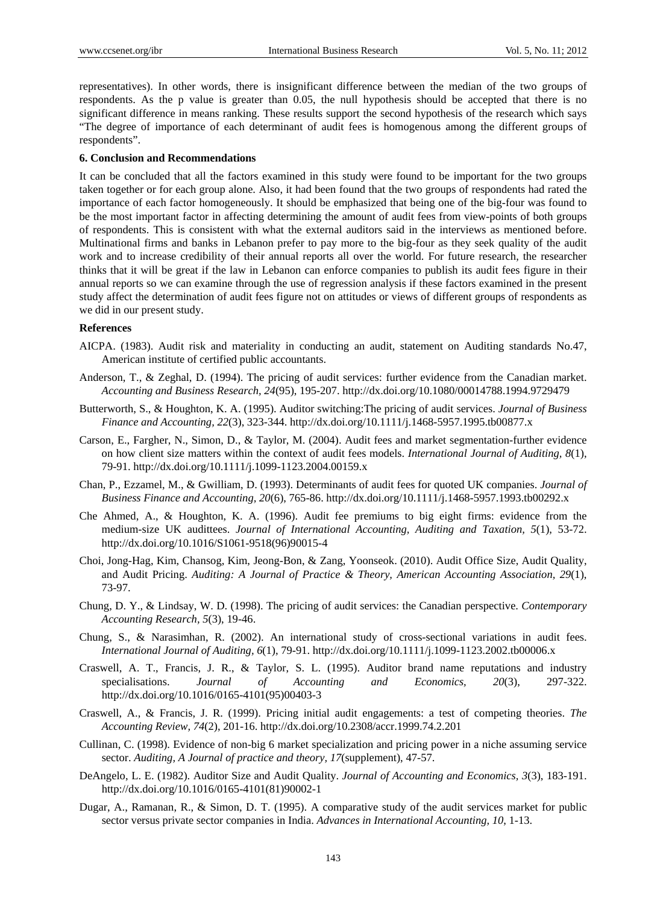representatives). In other words, there is insignificant difference between the median of the two groups of respondents. As the p value is greater than 0.05, the null hypothesis should be accepted that there is no significant difference in means ranking. These results support the second hypothesis of the research which says "The degree of importance of each determinant of audit fees is homogenous among the different groups of respondents".

**6. Conclusion and Recommendations**

It can be concluded that all the factors examined in this study were found to be important for the two groups taken together or for each group alone. Also, it had been found that the two groups of respondents had rated the importance of each factor homogeneously. It should be emphasized that being one of the big-four was found to be the most important factor in affecting determining the amount of audit fees from view-points of both groups of respondents. This is consistent with what the external auditors said in the interviews as mentioned before. Multinational firms and banks in Lebanon prefer to pay more to the big-four as they seek quality of the audit work and to increase credibility of their annual reports all over the world. For future research, the researcher thinks that it will be great if the law in Lebanon can enforce companies to publish its audit fees figure in their annual reports so we can examine through the use of regression analysis if these factors examined in the present study affect the determination of audit fees figure not on attitudes or views of different groups of respondents as we did in our present study.

**References**

AICPA. (1983). Audit risk and materiality in conducting an audit, statement on Auditing standards No.47, American institute of certified public accountants.

Anderson, T., & Zeghal, D. (1994). The pricing of audit services: further evidence from the Canadian market. *Accounting and Business Research, 24*(95), 195-207. http://dx.doi.org/10.1080/00014788.1994.9729479

Butterworth, S., & Houghton, K. A. (1995). Auditor switching:The pricing of audit services. *Journal of Business Finance and Accounting, 22*(3), 323-344. http://dx.doi.org/10.1111/j.1468-5957.1995.tb00877.x

Carson, E., Fargher, N., Simon, D., & Taylor, M. (2004). Audit fees and market segmentation-further evidence on how client size matters within the context of audit fees models. *International Journal of Auditing, 8*(1), 79-91. http://dx.doi.org/10.1111/j.1099-1123.2004.00159.x

Chan, P., Ezzamel, M., & Gwilliam, D. (1993). Determinants of audit fees for quoted UK companies. *Journal of Business Finance and Accounting, 20*(6), 765-86. http://dx.doi.org/10.1111/j.1468-5957.1993.tb00292.x

Che Ahmed, A., & Houghton, K. A. (1996). Audit fee premiums to big eight firms: evidence from the medium-size UK audittees. *Journal of International Accounting, Auditing and Taxation, 5*(1), 53-72. http://dx.doi.org/10.1016/S1061-9518(96)90015-4

Choi, Jong-Hag, Kim, Chansog, Kim, Jeong-Bon, & Zang, Yoonseok. (2010). Audit Office Size, Audit Quality, and Audit Pricing. *Auditing: A Journal of Practice & Theory, American Accounting Association, 29*(1), 73-97.

Chung, D. Y., & Lindsay, W. D. (1998). The pricing of audit services: the Canadian perspective. *Contemporary Accounting Research, 5*(3), 19-46.

Chung, S., & Narasimhan, R. (2002). An international study of cross-sectional variations in audit fees. *International Journal of Auditing, 6*(1), 79-91. http://dx.doi.org/10.1111/j.1099-1123.2002.tb00006.x

Craswell, A. T., Francis, J. R., & Taylor, S. L. (1995). Auditor brand name reputations and industry specialisations. *Journal of Accounting and Economics, 20*(3), 297-322. http://dx.doi.org/10.1016/0165-4101(95)00403-3

Craswell, A., & Francis, J. R. (1999). Pricing initial audit engagements: a test of competing theories. *The Accounting Review, 74*(2), 201-16. http://dx.doi.org/10.2308/accr.1999.74.2.201

Cullinan, C. (1998). Evidence of non-big 6 market specialization and pricing power in a niche assuming service sector. *Auditing, A Journal of practice and theory, 17*(supplement), 47-57.

DeAngelo, L. E. (1982). Auditor Size and Audit Quality. *Journal of Accounting and Economics, 3*(3), 183-191. http://dx.doi.org/10.1016/0165-4101(81)90002-1

Dugar, A., Ramanan, R., & Simon, D. T. (1995). A comparative study of the audit services market for public sector versus private sector companies in India. *Advances in International Accounting, 10*, 1-13.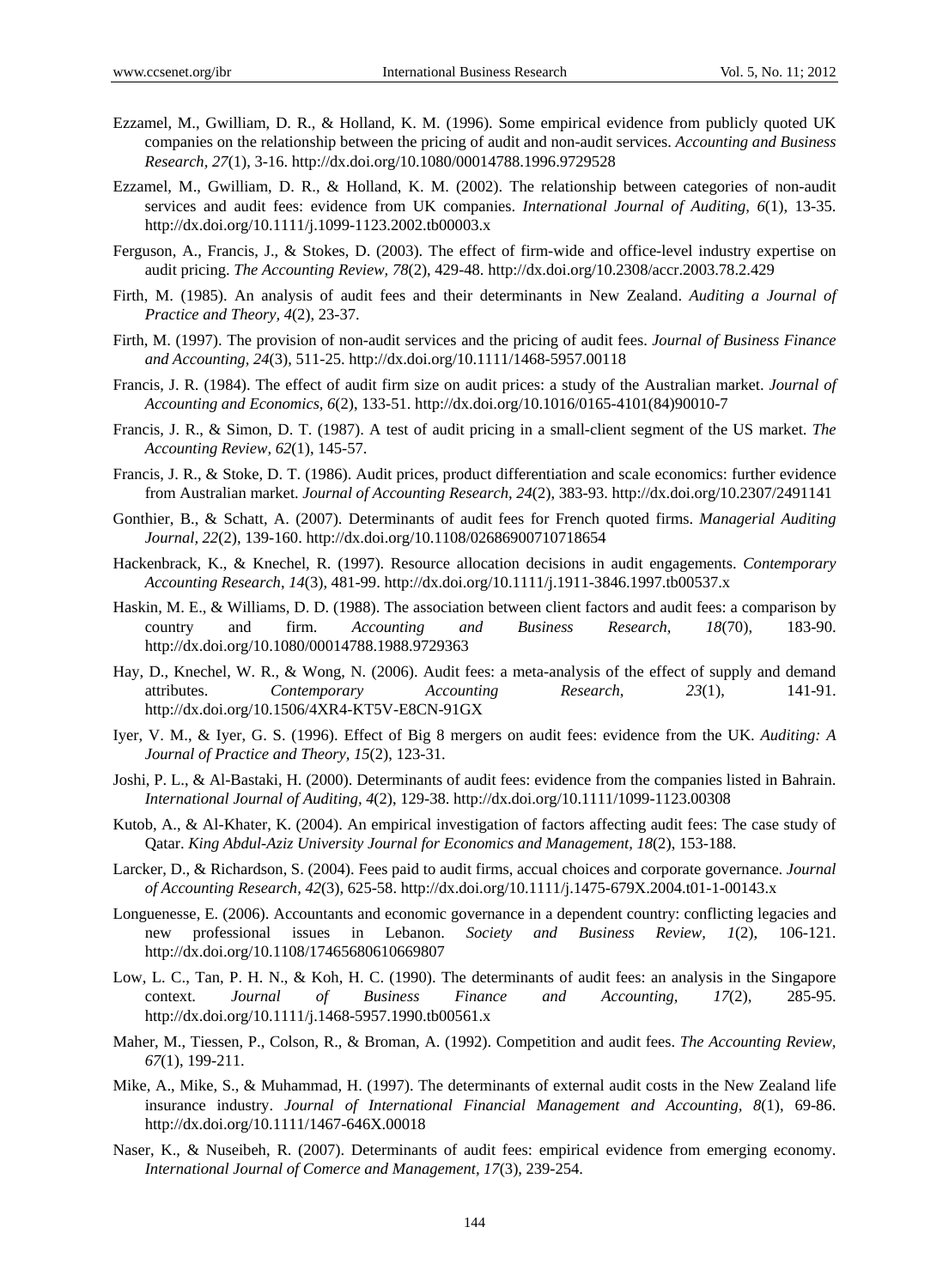Ezzamel, M., Gwilliam, D. R., & Holland, K. M. (1996). Some empirical evidence from publicly quoted UK companies on the relationship between the pricing of audit and non-audit services. *Accounting and Business Research, 27*(1), 3-16. http://dx.doi.org/10.1080/00014788.1996.9729528

Ezzamel, M., Gwilliam, D. R., & Holland, K. M. (2002). The relationship between categories of non-audit services and audit fees: evidence from UK companies. *International Journal of Auditing, 6*(1), 13-35. http://dx.doi.org/10.1111/j.1099-1123.2002.tb00003.x

Ferguson, A., Francis, J., & Stokes, D. (2003). The effect of firm-wide and office-level industry expertise on audit pricing. *The Accounting Review, 78*(2), 429-48. http://dx.doi.org/10.2308/accr.2003.78.2.429

Firth, M. (1985). An analysis of audit fees and their determinants in New Zealand. *Auditing a Journal of Practice and Theory, 4*(2), 23-37.

Firth, M. (1997). The provision of non-audit services and the pricing of audit fees. *Journal of Business Finance and Accounting, 24*(3), 511-25. http://dx.doi.org/10.1111/1468-5957.00118

Francis, J. R. (1984). The effect of audit firm size on audit prices: a study of the Australian market. *Journal of Accounting and Economics, 6*(2), 133-51. http://dx.doi.org/10.1016/0165-4101(84)90010-7

Francis, J. R., & Simon, D. T. (1987). A test of audit pricing in a small-client segment of the US market. *The Accounting Review, 62*(1), 145-57.

Francis, J. R., & Stoke, D. T. (1986). Audit prices, product differentiation and scale economics: further evidence from Australian market. *Journal of Accounting Research, 24*(2), 383-93. http://dx.doi.org/10.2307/2491141

Gonthier, B., & Schatt, A. (2007). Determinants of audit fees for French quoted firms. *Managerial Auditing Journal, 22*(2), 139-160. http://dx.doi.org/10.1108/02686900710718654

Hackenbrack, K., & Knechel, R. (1997). Resource allocation decisions in audit engagements. *Contemporary Accounting Research, 14*(3), 481-99. http://dx.doi.org/10.1111/j.1911-3846.1997.tb00537.x

Haskin, M. E., & Williams, D. D. (1988). The association between client factors and audit fees: a comparison by country and firm. *Accounting and Business Research, 18*(70), 183-90. http://dx.doi.org/10.1080/00014788.1988.9729363

Hay, D., Knechel, W. R., & Wong, N. (2006). Audit fees: a meta-analysis of the effect of supply and demand attributes. *Contemporary Accounting Research, 23*(1), 141-91. http://dx.doi.org/10.1506/4XR4-KT5V-E8CN-91GX

Iyer, V. M., & Iyer, G. S. (1996). Effect of Big 8 mergers on audit fees: evidence from the UK. *Auditing: A Journal of Practice and Theory, 15*(2), 123-31.

Joshi, P. L., & Al-Bastaki, H. (2000). Determinants of audit fees: evidence from the companies listed in Bahrain. *International Journal of Auditing, 4*(2), 129-38. http://dx.doi.org/10.1111/1099-1123.00308

Kutob, A., & Al-Khater, K. (2004). An empirical investigation of factors affecting audit fees: The case study of Qatar. *King Abdul-Aziz University Journal for Economics and Management, 18*(2), 153-188.

Larcker, D., & Richardson, S. (2004). Fees paid to audit firms, accual choices and corporate governance. *Journal of Accounting Research, 42*(3), 625-58. http://dx.doi.org/10.1111/j.1475-679X.2004.t01-1-00143.x

Longuenesse, E. (2006). Accountants and economic governance in a dependent country: conflicting legacies and new professional issues in Lebanon. *Society and Business Review, 1*(2), 106-121. http://dx.doi.org/10.1108/17465680610669807

Low, L. C., Tan, P. H. N., & Koh, H. C. (1990). The determinants of audit fees: an analysis in the Singapore context. *Journal of Business Finance and Accounting, 17*(2), 285-95. http://dx.doi.org/10.1111/j.1468-5957.1990.tb00561.x

Maher, M., Tiessen, P., Colson, R., & Broman, A. (1992). Competition and audit fees. *The Accounting Review, 67*(1), 199-211.

Mike, A., Mike, S., & Muhammad, H. (1997). The determinants of external audit costs in the New Zealand life insurance industry. *Journal of International Financial Management and Accounting, 8*(1), 69-86. http://dx.doi.org/10.1111/1467-646X.00018

Naser, K., & Nuseibeh, R. (2007). Determinants of audit fees: empirical evidence from emerging economy. *International Journal of Comerce and Management, 17*(3), 239-254.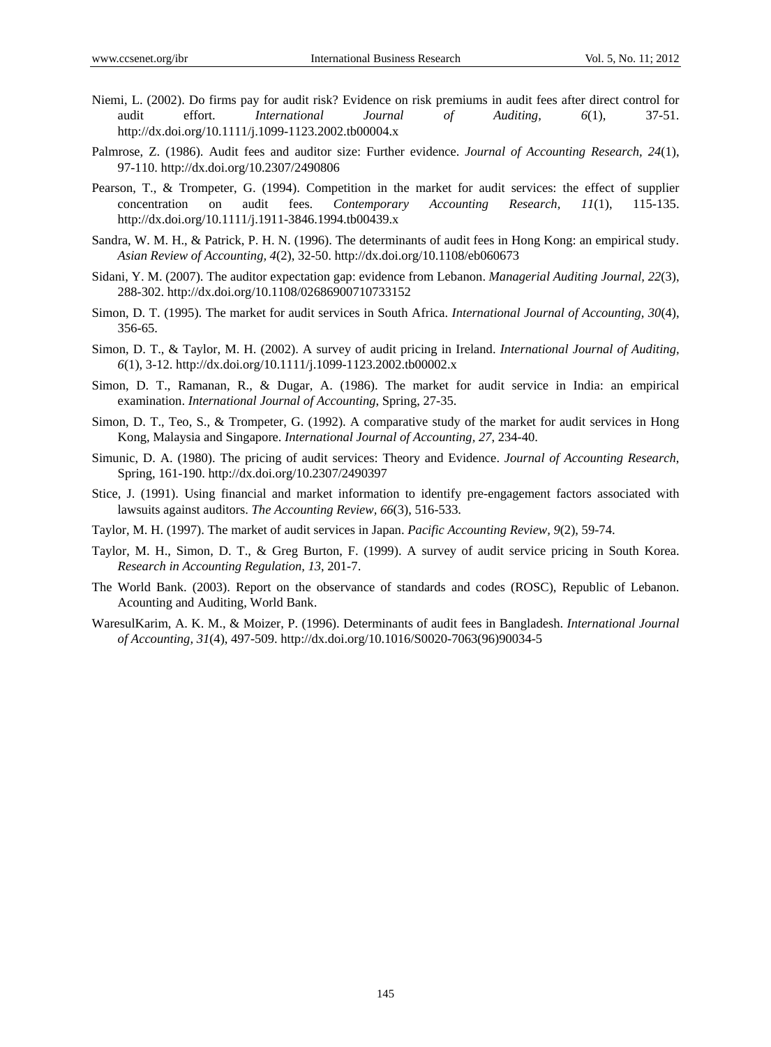Niemi, L. (2002). Do firms pay for audit risk? Evidence on risk premiums in audit fees after direct control for audit effort. *International Journal of Auditing*, *6*(1), 37-51. http://dx.doi.org/10.1111/j.1099-1123.2002.tb00004.x

Palmrose, Z. (1986). Audit fees and auditor size: Further evidence. *Journal of Accounting Research, 24*(1), 97-110. http://dx.doi.org/10.2307/2490806

Pearson, T., & Trompeter, G. (1994). Competition in the market for audit services: the effect of supplier concentration on audit fees. *Contemporary Accounting Research*, *11*(1), 115-135. http://dx.doi.org/10.1111/j.1911-3846.1994.tb00439.x

Sandra, W. M. H., & Patrick, P. H. N. (1996). The determinants of audit fees in Hong Kong: an empirical study. *Asian Review of Accounting, 4*(2), 32-50. http://dx.doi.org/10.1108/eb060673

Sidani, Y. M. (2007). The auditor expectation gap: evidence from Lebanon. *Managerial Auditing Journal, 22*(3), 288-302. http://dx.doi.org/10.1108/02686900710733152

Simon, D. T. (1995). The market for audit services in South Africa. *International Journal of Accounting, 30*(4), 356-65.

Simon, D. T., & Taylor, M. H. (2002). A survey of audit pricing in Ireland. *International Journal of Auditing, 6*(1), 3-12. http://dx.doi.org/10.1111/j.1099-1123.2002.tb00002.x

Simon, D. T., Ramanan, R., & Dugar, A. (1986). The market for audit service in India: an empirical examination. *International Journal of Accounting*, Spring, 27-35.

Simon, D. T., Teo, S., & Trompeter, G. (1992). A comparative study of the market for audit services in Hong Kong, Malaysia and Singapore. *International Journal of Accounting, 27*, 234-40.

Simunic, D. A. (1980). The pricing of audit services: Theory and Evidence. *Journal of Accounting Research*, Spring, 161-190. http://dx.doi.org/10.2307/2490397

Stice, J. (1991). Using financial and market information to identify pre-engagement factors associated with lawsuits against auditors. *The Accounting Review, 66*(3), 516-533.

Taylor, M. H. (1997). The market of audit services in Japan. *Pacific Accounting Review, 9*(2), 59-74.

Taylor, M. H., Simon, D. T., & Greg Burton, F. (1999). A survey of audit service pricing in South Korea. *Research in Accounting Regulation, 13*, 201-7.

The World Bank. (2003). Report on the observance of standards and codes (ROSC), Republic of Lebanon. Acounting and Auditing, World Bank.

WaresulKarim, A. K. M., & Moizer, P. (1996). Determinants of audit fees in Bangladesh. *International Journal of Accounting, 31*(4), 497-509. http://dx.doi.org/10.1016/S0020-7063(96)90034-5